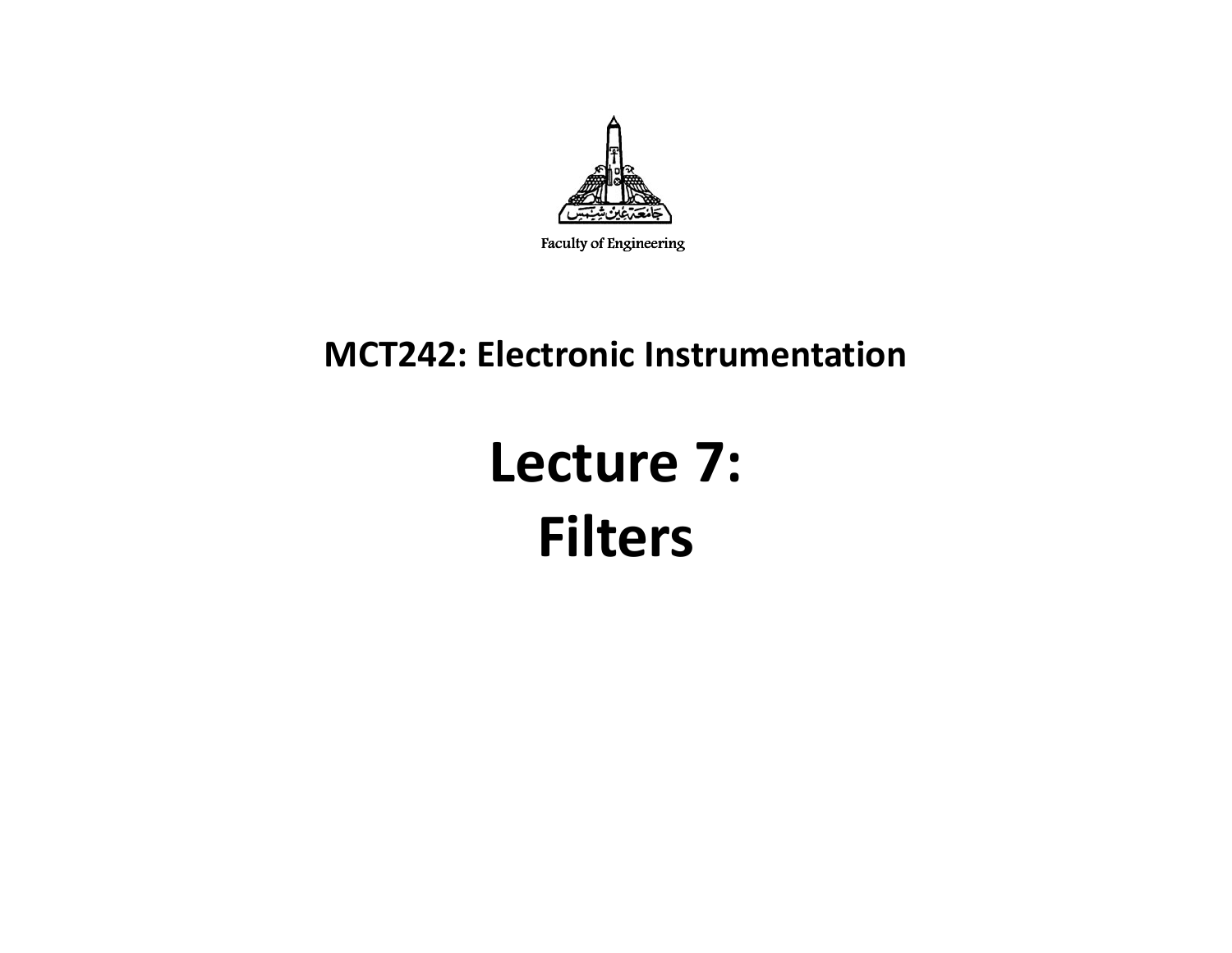Faculty of Engineering

## MCT242: Electronic Instrumentation

# Lecture 7:
# Filters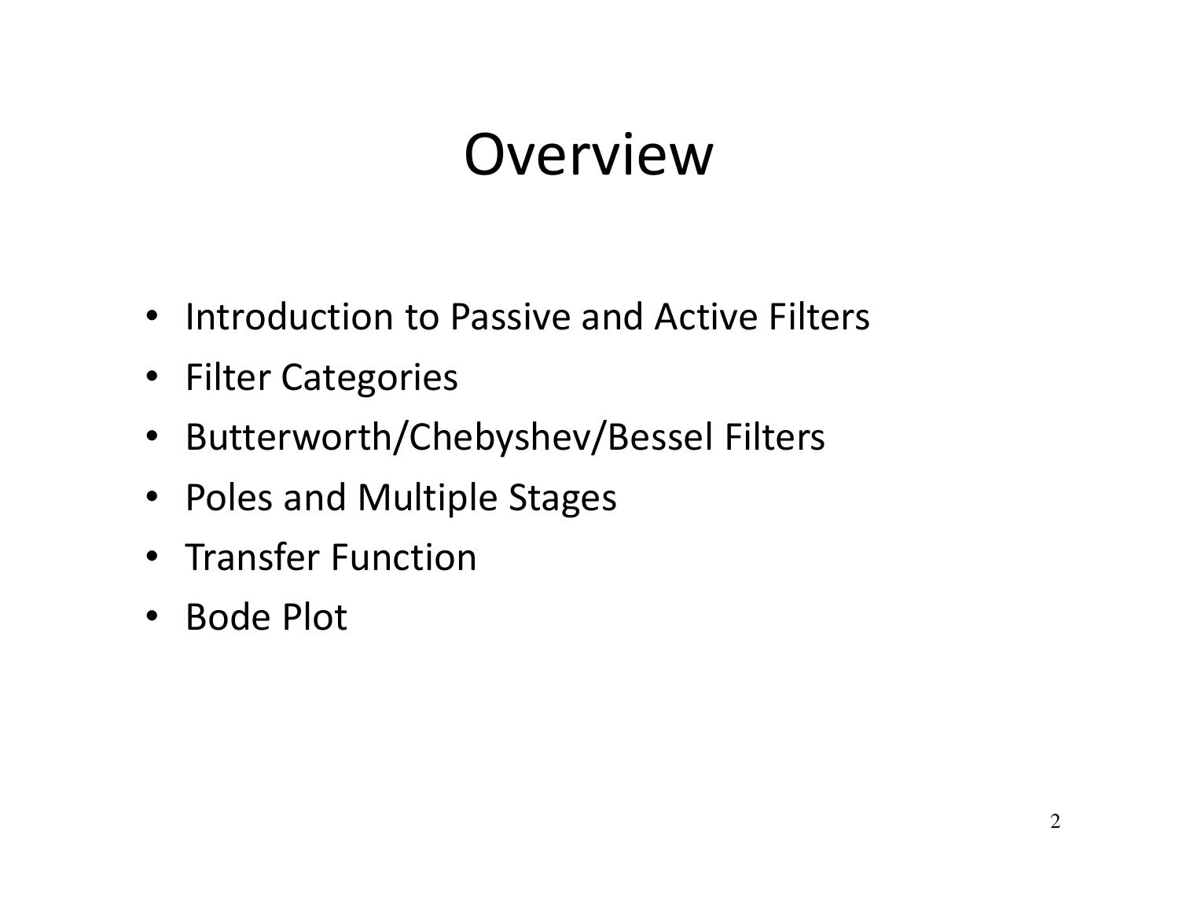# Overview

- Introduction to Passive and Active Filters
- Filter Categories
- Butterworth/Chebyshev/Bessel Filters
- Poles and Multiple Stages
- Transfer Function
- Bode Plot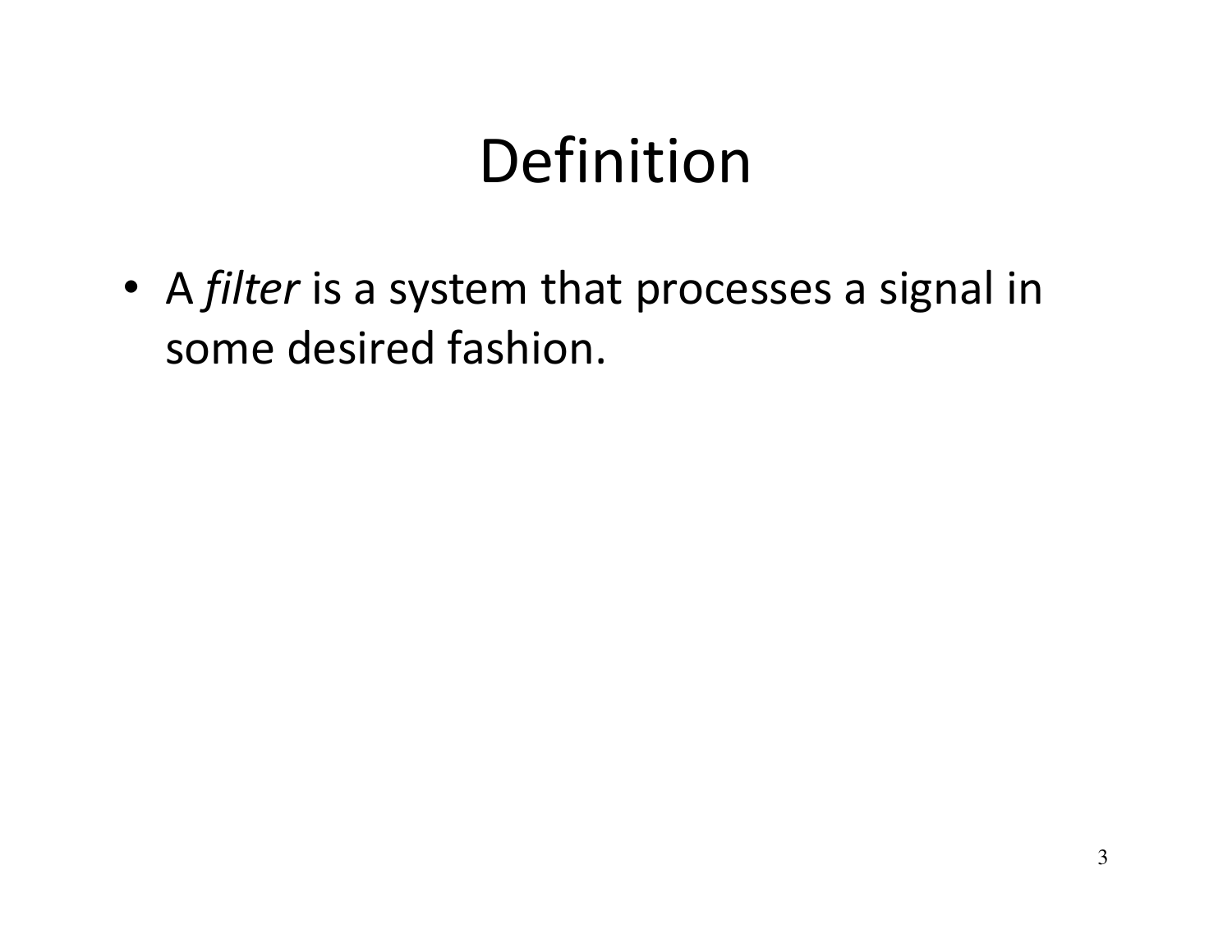# Definition

- A *filter* is a system that processes a signal in some desired fashion.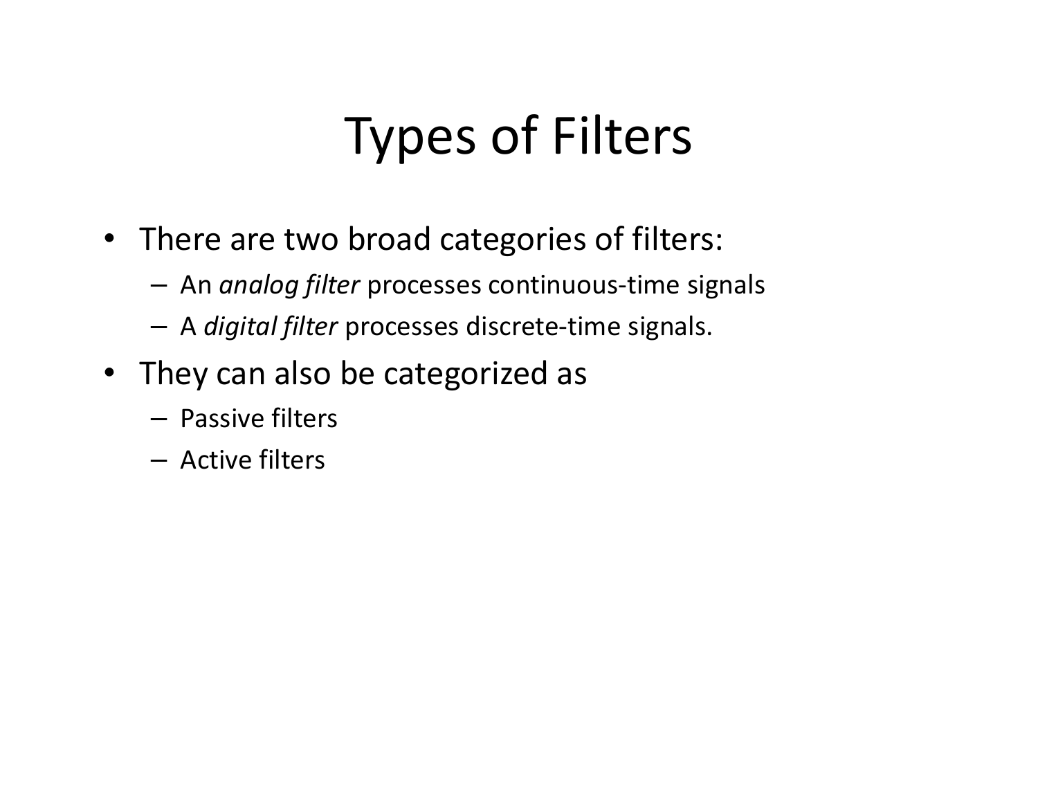# Types of Filters

- There are two broad categories of filters:
  - An *analog filter* processes continuous-time signals
  - A *digital filter* processes discrete-time signals.
- They can also be categorized as
  - Passive filters
  - Active filters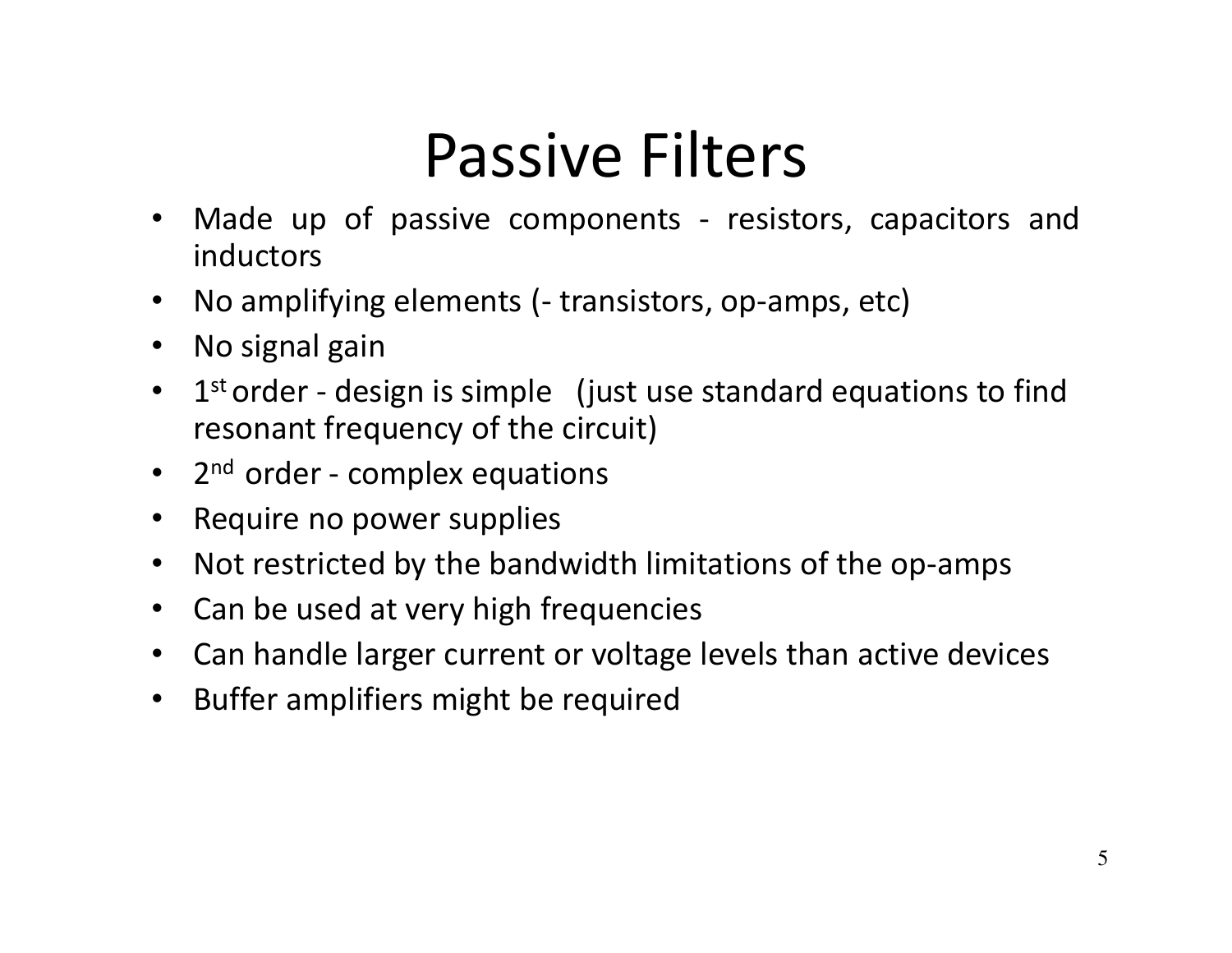# Passive Filters

- Made up of passive components - resistors, capacitors and inductors
- No amplifying elements (- transistors, op-amps, etc)
- No signal gain
- $1^{st}$ order - design is simple (just use standard equations to find resonant frequency of the circuit)
- $2^{nd}$ order - complex equations
- Require no power supplies
- Not restricted by the bandwidth limitations of the op-amps
- Can be used at very high frequencies
- Can handle larger current or voltage levels than active devices
- Buffer amplifiers might be required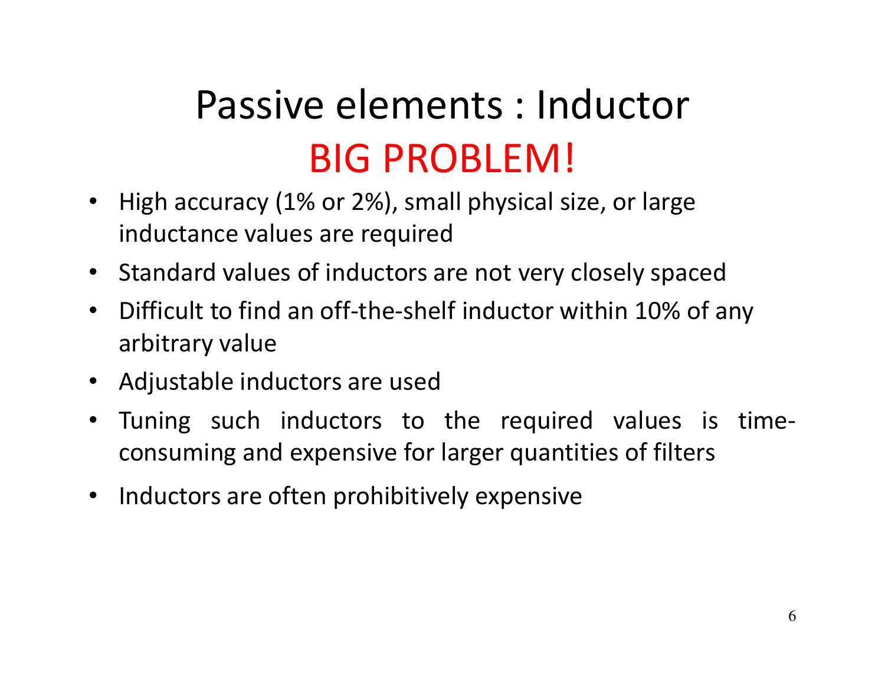# Passive elements : Inductor

## BIG PROBLEM!

- High accuracy (1% or 2%), small physical size, or large inductance values are required
- Standard values of inductors are not very closely spaced
- Difficult to find an off-the-shelf inductor within 10% of any arbitrary value
- Adjustable inductors are used
- Tuning such inductors to the required values is time-consuming and expensive for larger quantities of filters
- Inductors are often prohibitively expensive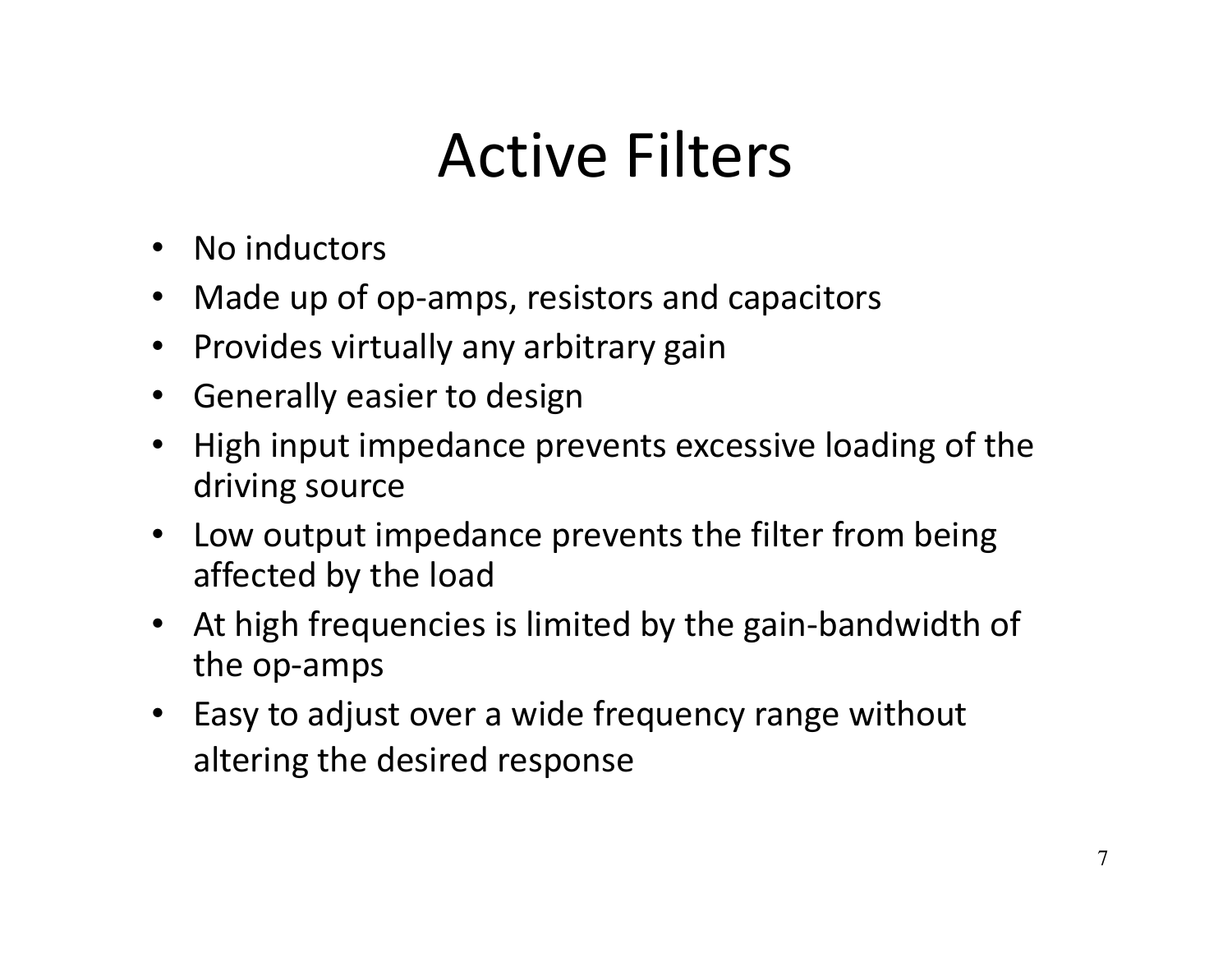# Active Filters

- No inductors
- Made up of op-amps, resistors and capacitors
- Provides virtually any arbitrary gain
- Generally easier to design
- High input impedance prevents excessive loading of the driving source
- Low output impedance prevents the filter from being affected by the load
- At high frequencies is limited by the gain-bandwidth of the op-amps
- Easy to adjust over a wide frequency range without altering the desired response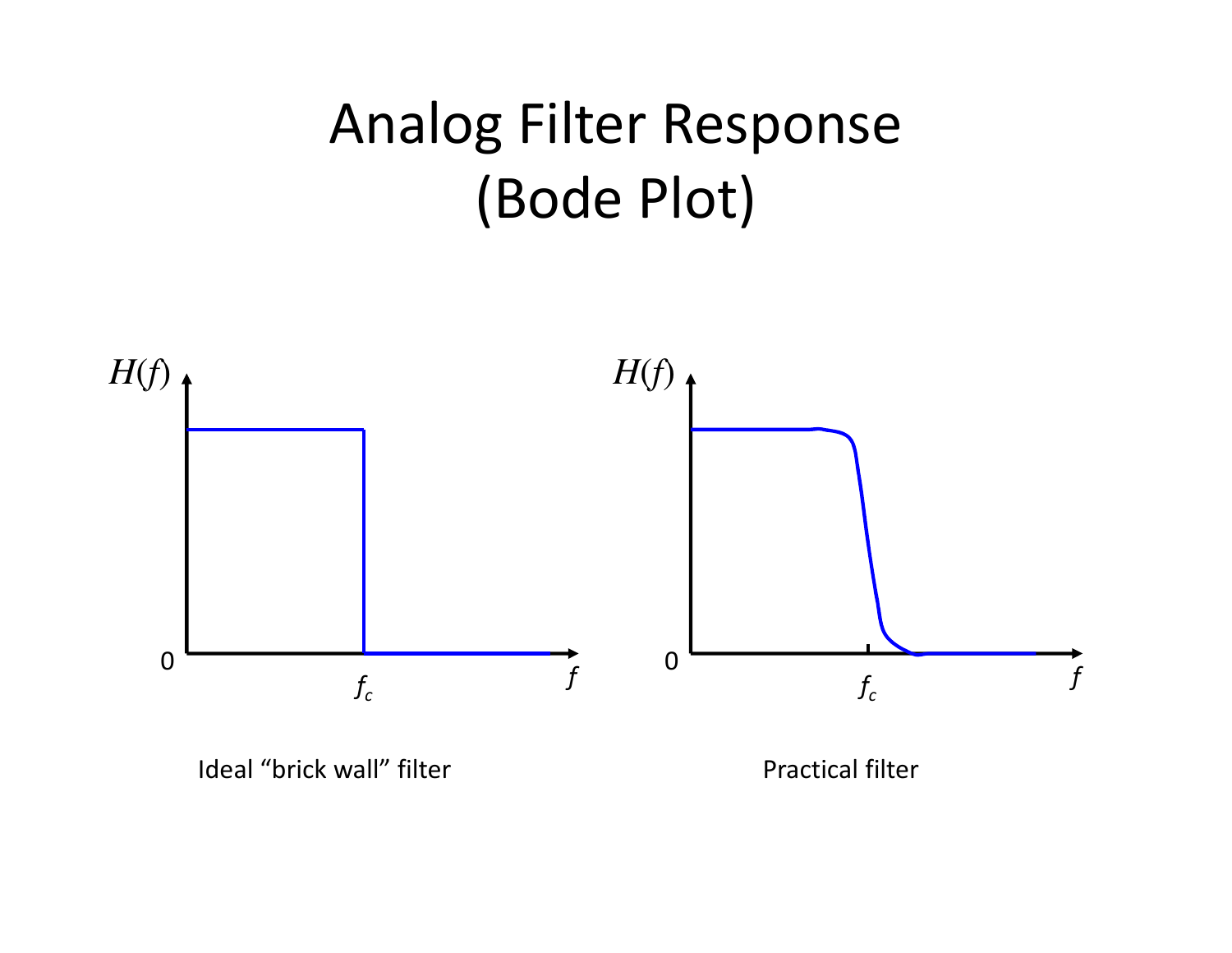# Analog Filter Response (Bode Plot)

$H(f)$

0

$f_c$

$f$

Ideal “brick wall” filter

$H(f)$

0

$f_c$

$f$

Practical filter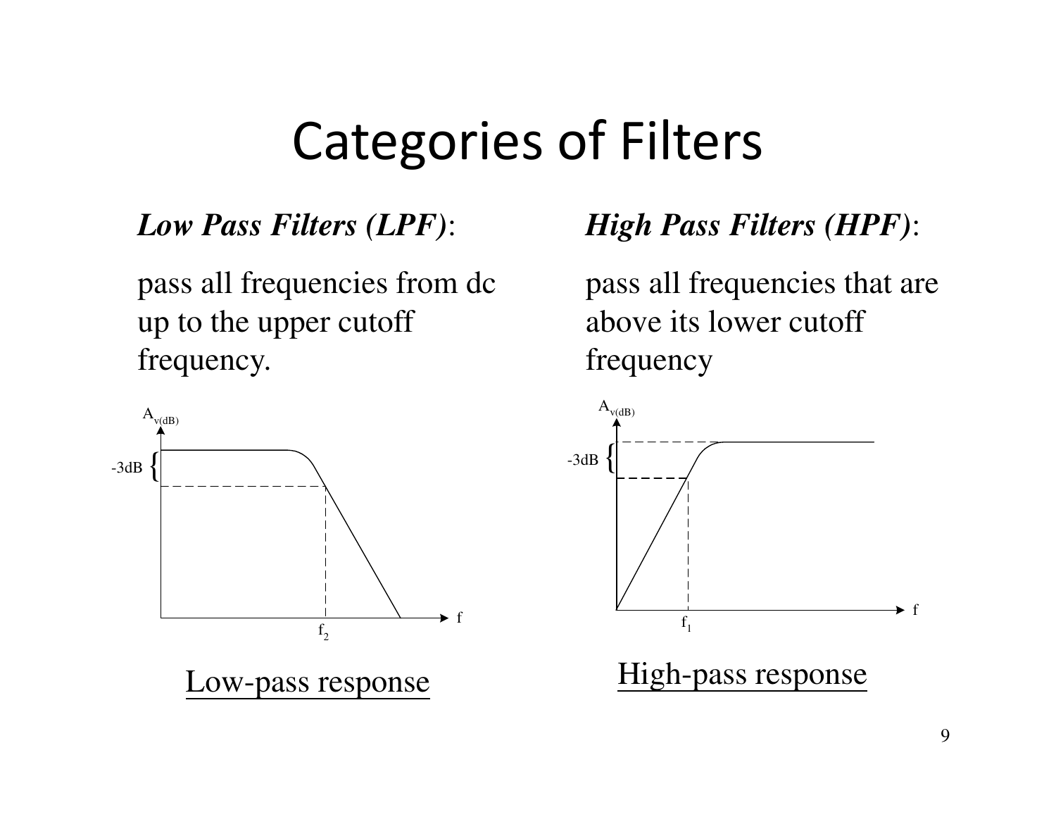# Categories of Filters

***Low Pass Filters (LPF)***:

pass all frequencies from dc up to the upper cutoff frequency.

Low-pass response

***High Pass Filters (HPF)***:

pass all frequencies that are above its lower cutoff frequency

High-pass response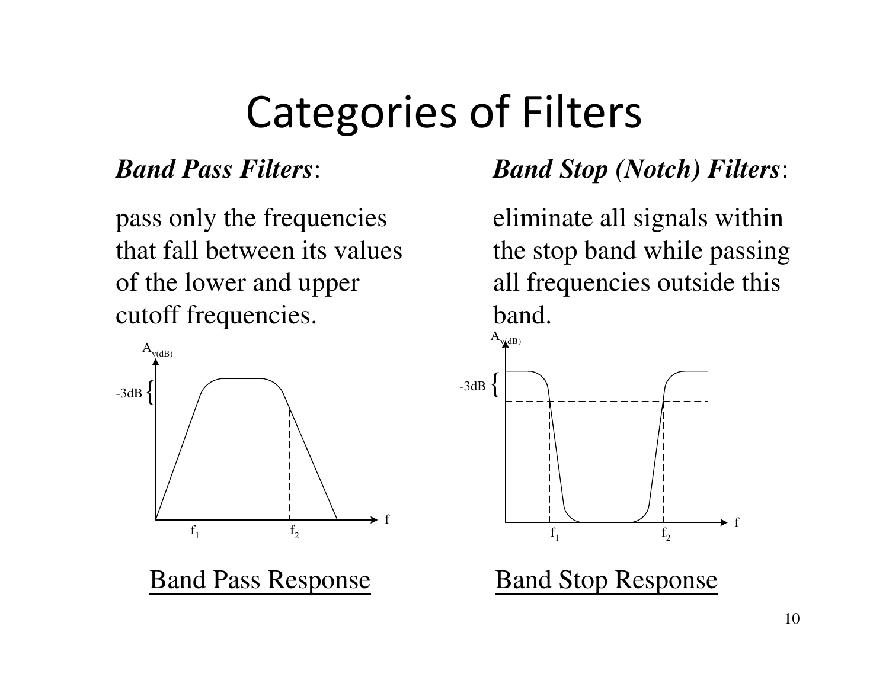# Categories of Filters

***Band Pass Filters***:

pass only the frequencies that fall between its values of the lower and upper cutoff frequencies.

Band Pass Response

***Band Stop (Notch) Filters***:

eliminate all signals within the stop band while passing all frequencies outside this band.

Band Stop Response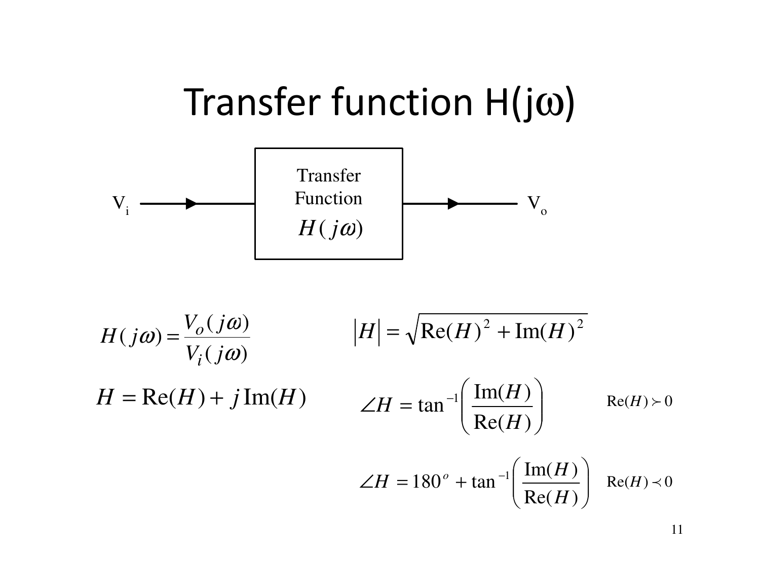# Transfer function H(jω)

$V_i$ → Transfer Function $H(j\omega)$ → $V_o$

$$H(j\omega) = \frac{V_o(j\omega)}{V_i(j\omega)}$$

$$H = \text{Re}(H) + j\,\text{Im}(H)$$

$$|H| = \sqrt{\text{Re}(H)^2 + \text{Im}(H)^2}$$

$$\angle H = \tan^{-1}\left(\frac{\text{Im}(H)}{\text{Re}(H)}\right) \qquad \text{Re}(H) \succ 0$$

$$\angle H = 180^o + \tan^{-1}\left(\frac{\text{Im}(H)}{\text{Re}(H)}\right) \qquad \text{Re}(H) \prec 0$$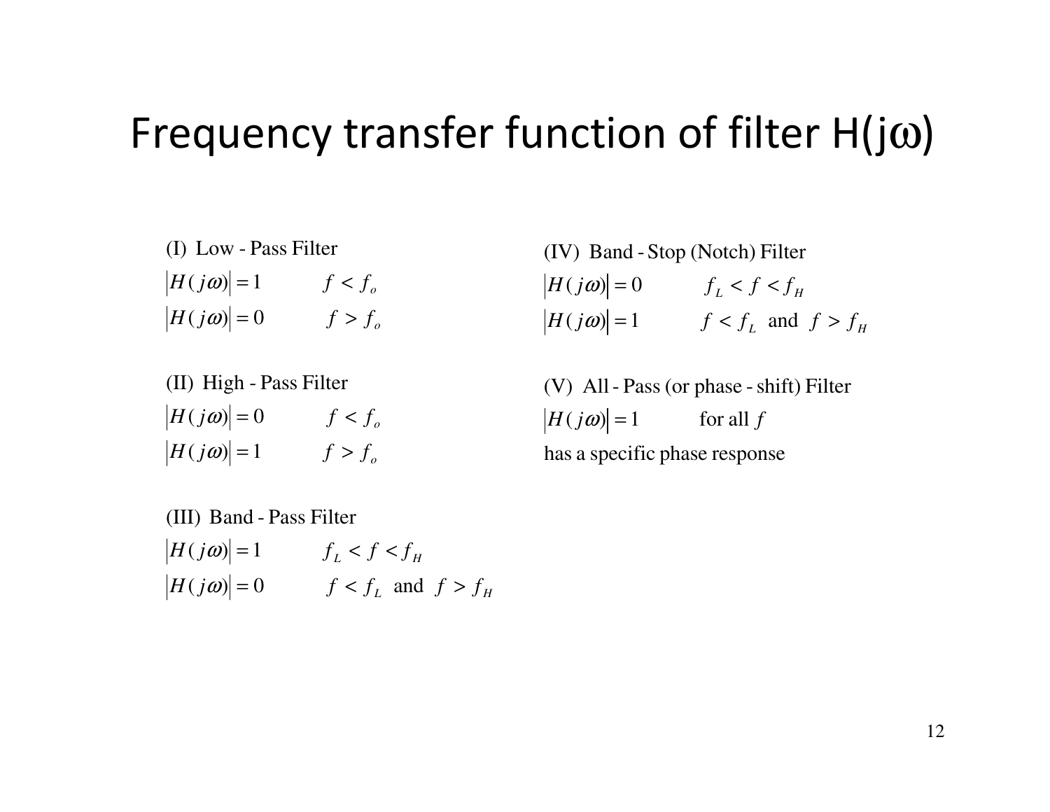# Frequency transfer function of filter H(jω)

(I) Low - Pass Filter

$$|H(j\omega)| = 1 \qquad f < f_o$$
$$|H(j\omega)| = 0 \qquad f > f_o$$

(II) High - Pass Filter

$$|H(j\omega)| = 0 \qquad f < f_o$$
$$|H(j\omega)| = 1 \qquad f > f_o$$

(III) Band - Pass Filter

$$|H(j\omega)| = 1 \qquad f_L < f < f_H$$
$$|H(j\omega)| = 0 \qquad f < f_L \text{ and } f > f_H$$

(IV) Band - Stop (Notch) Filter

$$|H(j\omega)| = 0 \qquad f_L < f < f_H$$
$$|H(j\omega)| = 1 \qquad f < f_L \text{ and } f > f_H$$

(V) All - Pass (or phase - shift) Filter

$$|H(j\omega)| = 1 \qquad \text{for all } f$$

has a specific phase response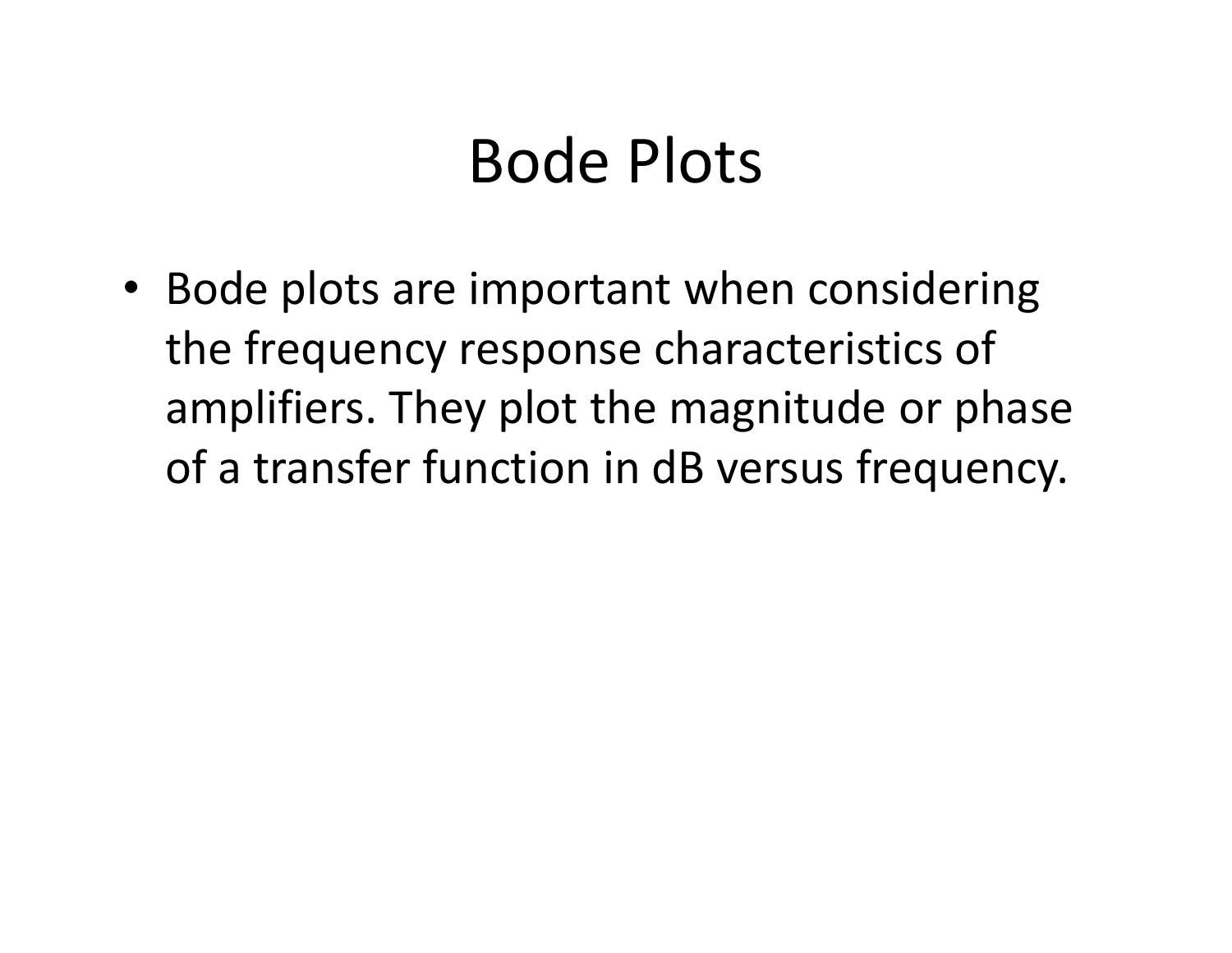# Bode Plots

- Bode plots are important when considering the frequency response characteristics of amplifiers. They plot the magnitude or phase of a transfer function in dB versus frequency.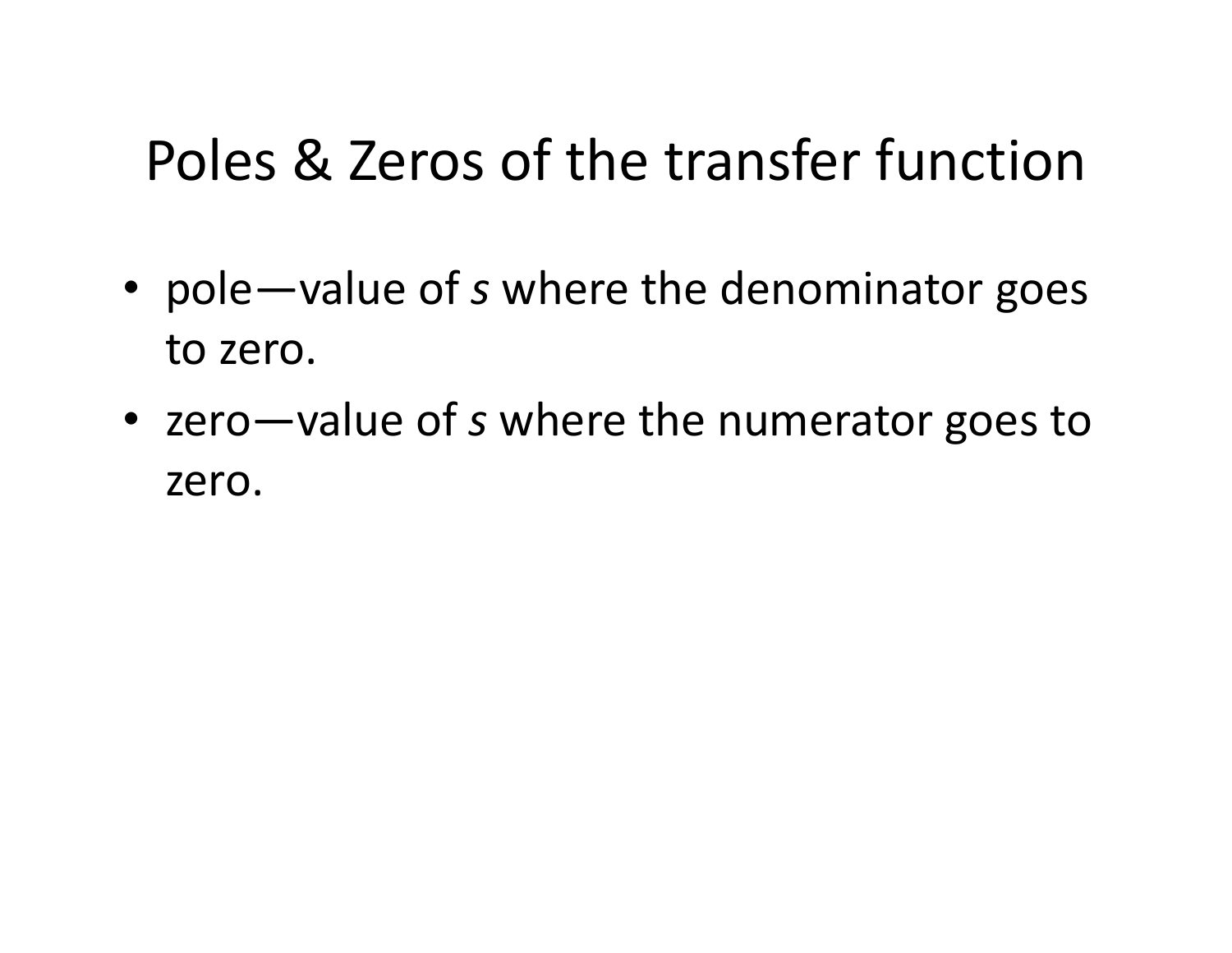# Poles & Zeros of the transfer function

- pole—value of *s* where the denominator goes to zero.
- zero—value of *s* where the numerator goes to zero.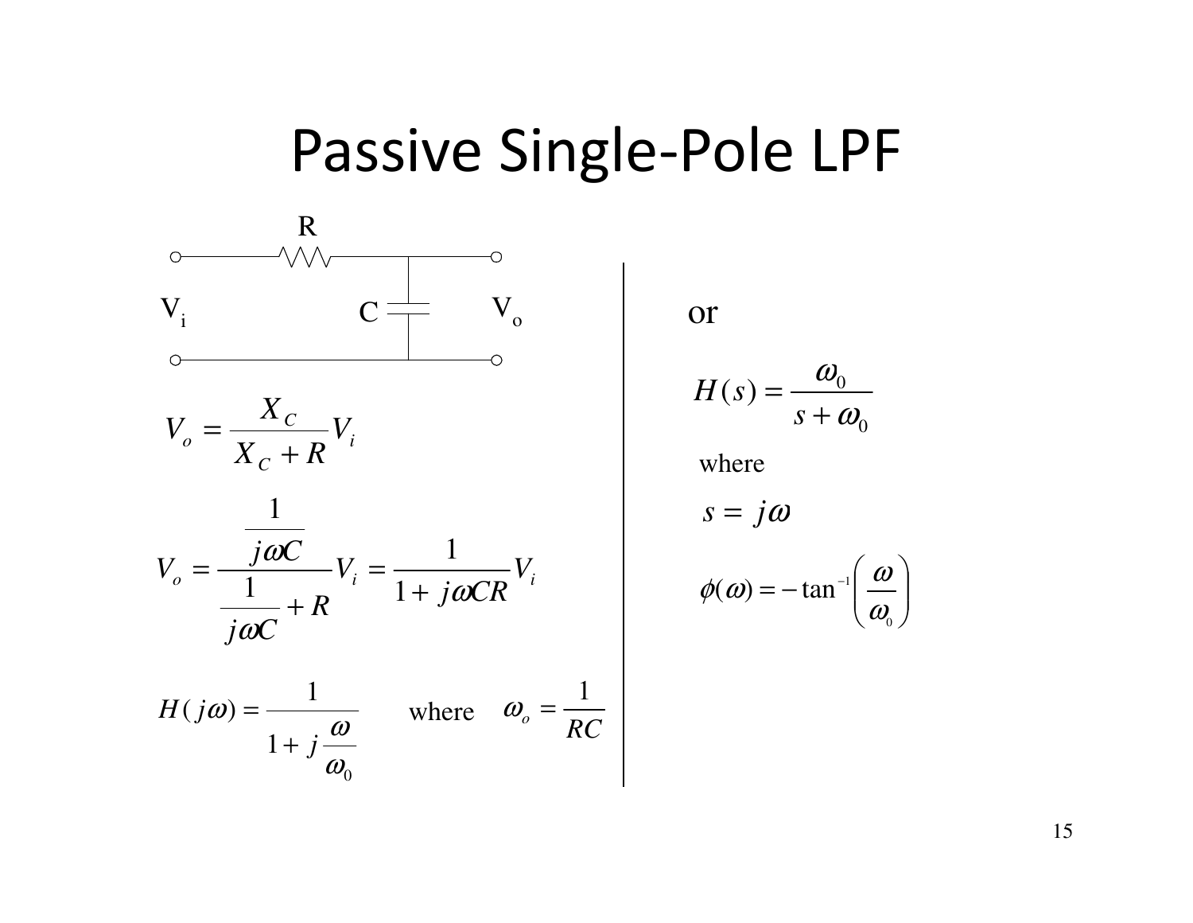# Passive Single-Pole LPF

$$V_o = \frac{X_C}{X_C + R} V_i$$

$$V_o = \frac{\frac{1}{j\omega C}}{\frac{1}{j\omega C} + R} V_i = \frac{1}{1 + j\omega CR} V_i$$

$$H(j\omega) = \frac{1}{1 + j\frac{\omega}{\omega_0}} \qquad \text{where} \quad \omega_o = \frac{1}{RC}$$

or

$$H(s) = \frac{\omega_0}{s + \omega_0}$$

where

$$s = j\omega$$

$$\phi(\omega) = -\tan^{-1}\left(\frac{\omega}{\omega_0}\right)$$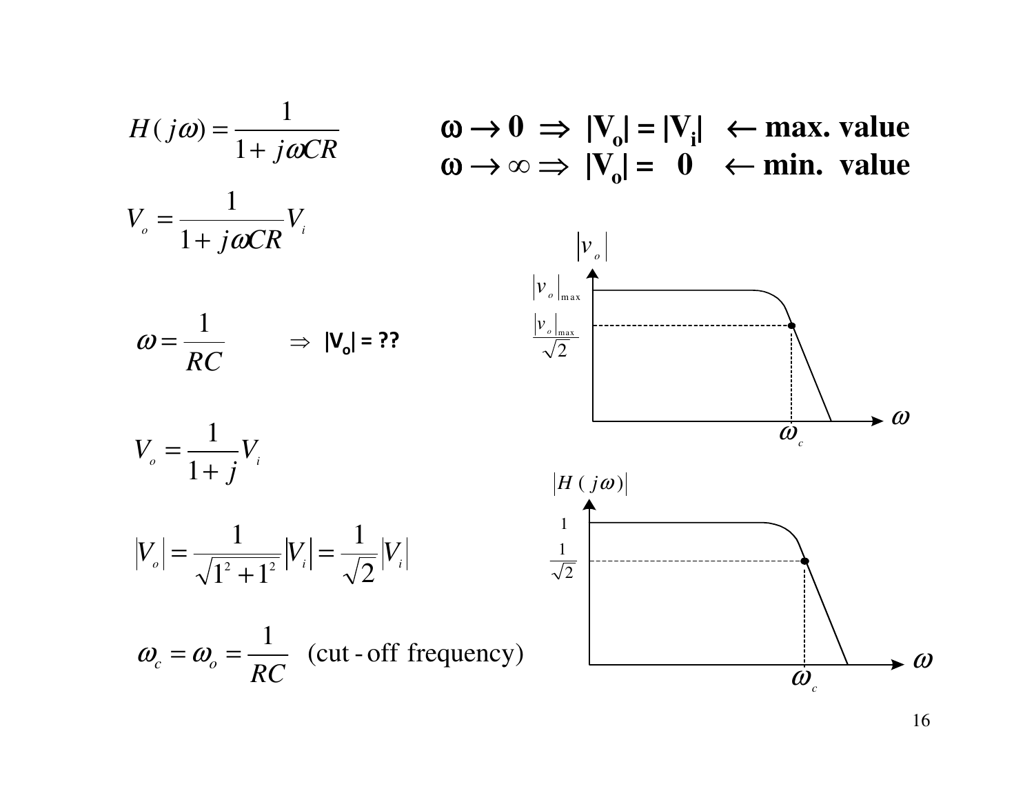$$H(j\omega) = \frac{1}{1 + j\omega CR}$$

$\omega \to 0 \Rightarrow |V_o| = |V_i| \leftarrow$ **max. value**

$\omega \to \infty \Rightarrow |V_o| = 0 \leftarrow$ **min. value**

$$V_o = \frac{1}{1 + j\omega CR} V_i$$

$$\omega = \frac{1}{RC} \qquad \Rightarrow |V_o| = ??$$

$$V_o = \frac{1}{1 + j} V_i$$

$$|V_o| = \frac{1}{\sqrt{1^2 + 1^2}} |V_i| = \frac{1}{\sqrt{2}} |V_i|$$

$$\omega_c = \omega_o = \frac{1}{RC} \quad \text{(cut-off frequency)}$$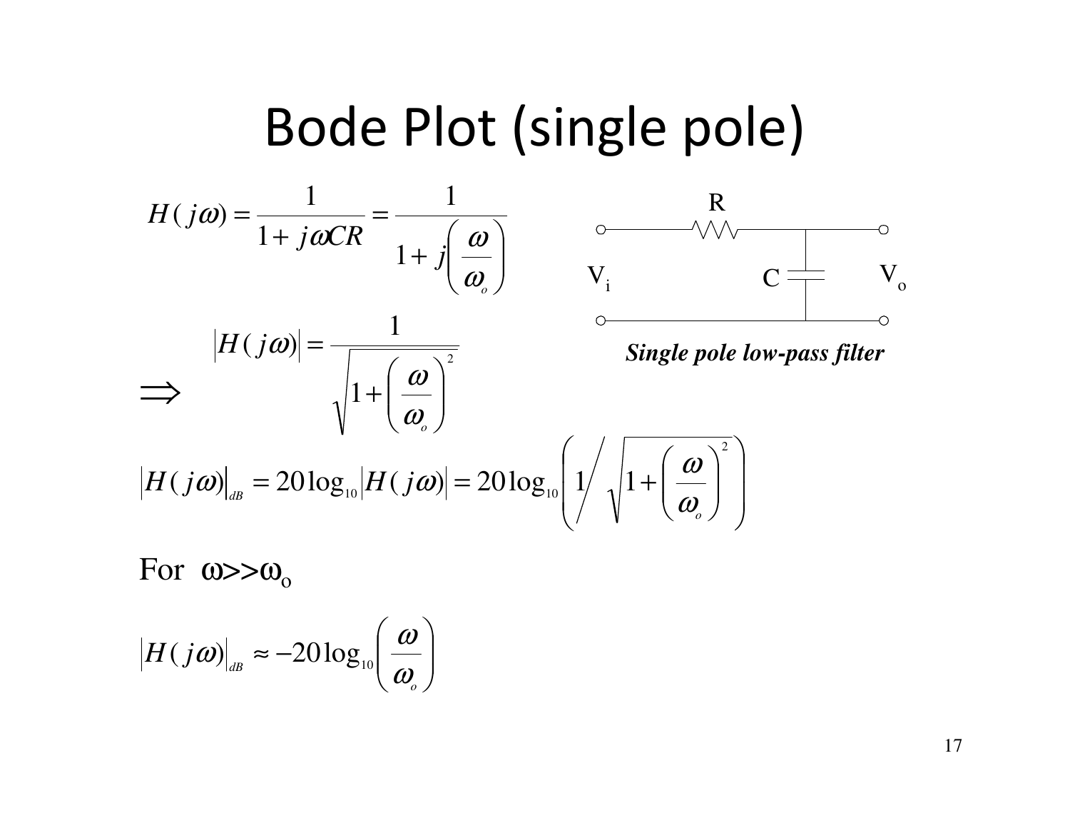# Bode Plot (single pole)

$$H(j\omega) = \frac{1}{1 + j\omega CR} = \frac{1}{1 + j\left(\frac{\omega}{\omega_o}\right)}$$

R

$V_i$ C $V_o$

***Single pole low-pass filter***

$$\Rightarrow \quad |H(j\omega)| = \frac{1}{\sqrt{1 + \left(\frac{\omega}{\omega_o}\right)^2}}$$

$$|H(j\omega)|_{dB} = 20\log_{10}|H(j\omega)| = 20\log_{10}\left(1 \Big/ \sqrt{1 + \left(\frac{\omega}{\omega_o}\right)^2}\right)$$

For $\omega >> \omega_o$

$$|H(j\omega)|_{dB} \approx -20\log_{10}\left(\frac{\omega}{\omega_o}\right)$$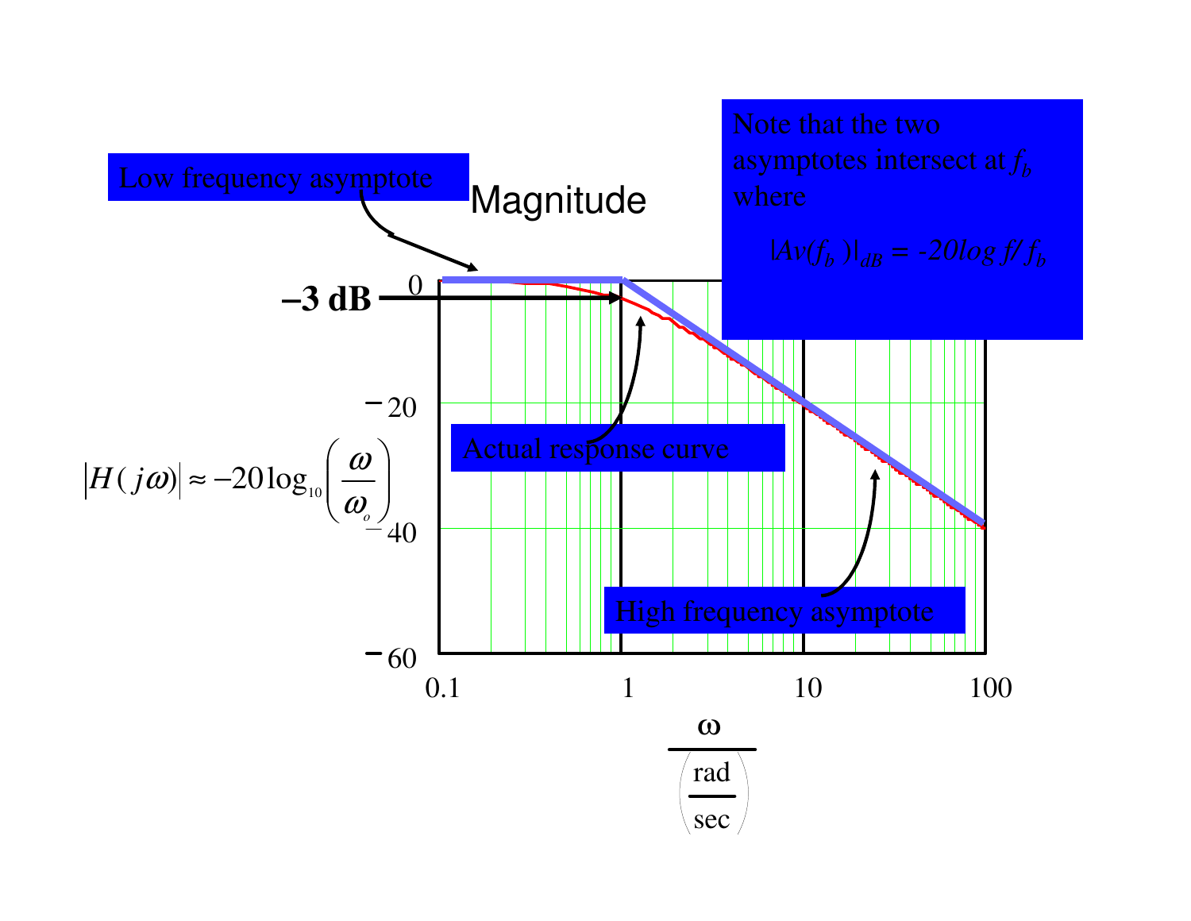Low frequency asymptote

Magnitude

Note that the two asymptotes intersect at $f_b$ where

$|Av(f_b)|_{dB} = -20\log f/f_b$

–3 dB

0

– 20

$|H(j\omega)| \approx -20\log_{10}\left(\frac{\omega}{\omega_o}\right)$

– 40

– 60

Actual response curve

High frequency asymptote

0.1 1 10 100

$\frac{\omega}{\left(\frac{\text{rad}}{\text{sec}}\right)}$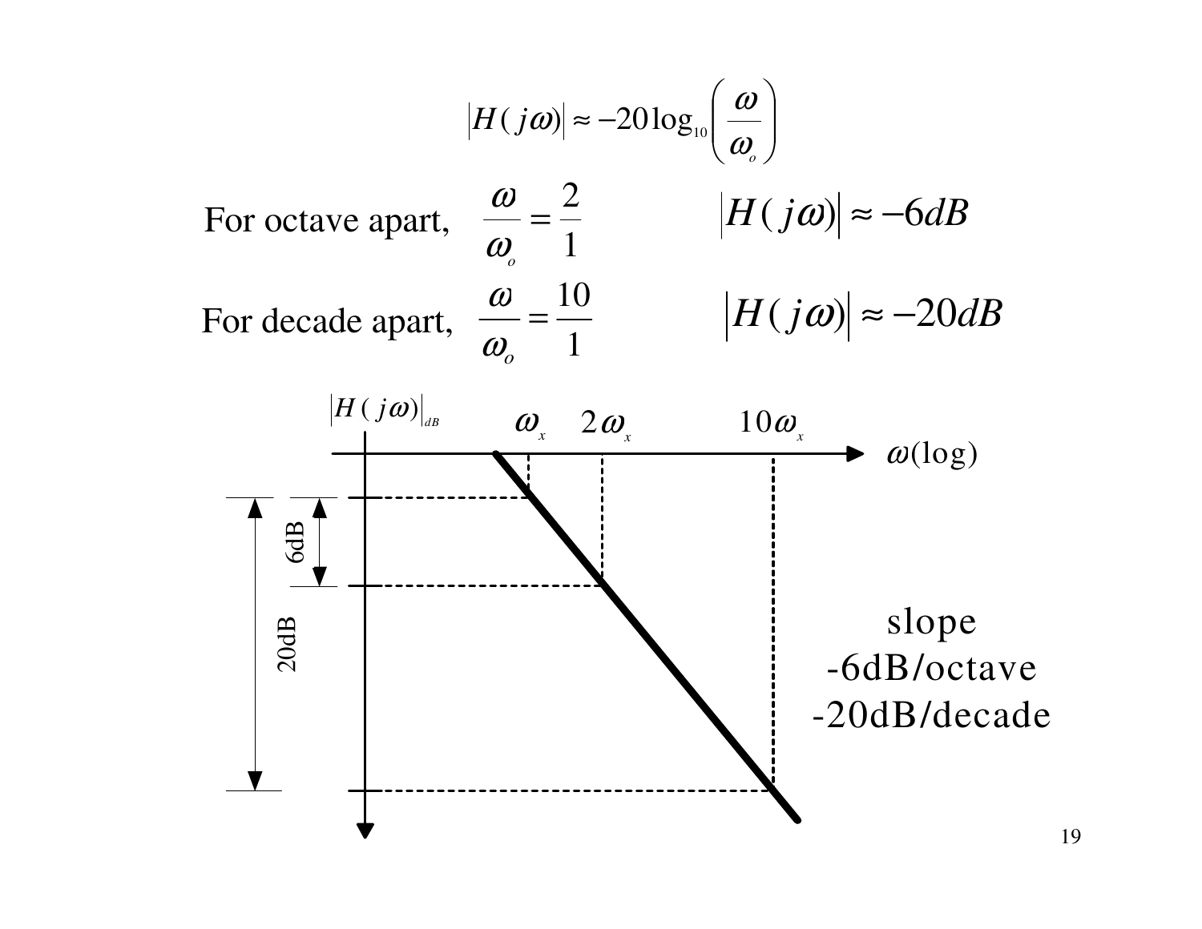$$\left|H(j\omega)\right| \approx -20\log_{10}\left(\frac{\omega}{\omega_o}\right)$$

For octave apart, $\frac{\omega}{\omega_o} = \frac{2}{1}$ $\quad \left|H(j\omega)\right| \approx -6dB$

For decade apart, $\frac{\omega}{\omega_o} = \frac{10}{1}$ $\quad \left|H(j\omega)\right| \approx -20dB$

$\left|H(j\omega)\right|_{dB}$ $\quad \omega_x \quad 2\omega_x \quad 10\omega_x \quad \omega(\log)$

6dB

20dB

slope
-6dB/octave
-20dB/decade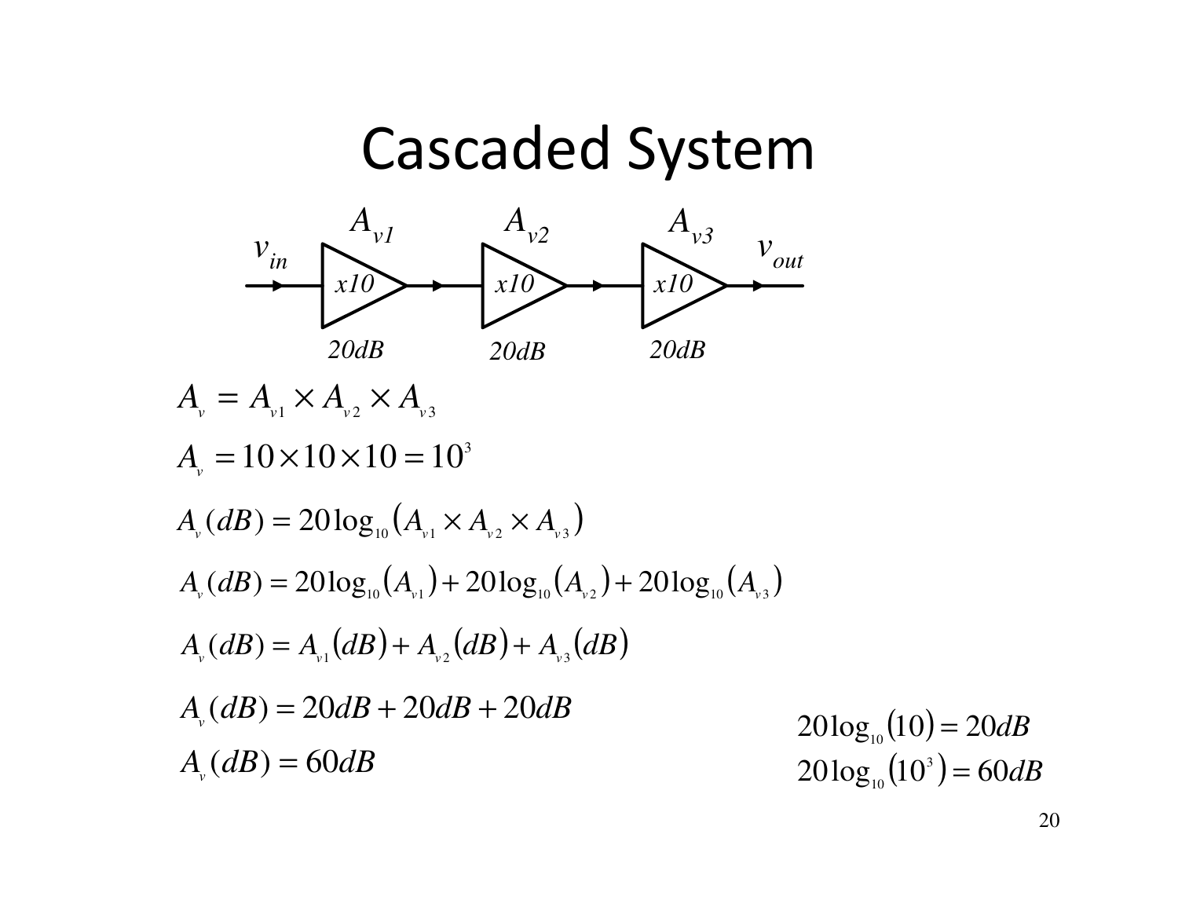# Cascaded System

$v_{in}$ → $A_{v1}$ (x10, 20dB) → $A_{v2}$ (x10, 20dB) → $A_{v3}$ (x10, 20dB) → $v_{out}$

$$A_v = A_{v1} \times A_{v2} \times A_{v3}$$

$$A_v = 10 \times 10 \times 10 = 10^3$$

$$A_v(dB) = 20\log_{10}\left(A_{v1} \times A_{v2} \times A_{v3}\right)$$

$$A_v(dB) = 20\log_{10}\left(A_{v1}\right) + 20\log_{10}\left(A_{v2}\right) + 20\log_{10}\left(A_{v3}\right)$$

$$A_v(dB) = A_{v1}(dB) + A_{v2}(dB) + A_{v3}(dB)$$

$$A_v(dB) = 20dB + 20dB + 20dB$$

$$A_v(dB) = 60dB$$

$$20\log_{10}(10) = 20dB$$

$$20\log_{10}\left(10^3\right) = 60dB$$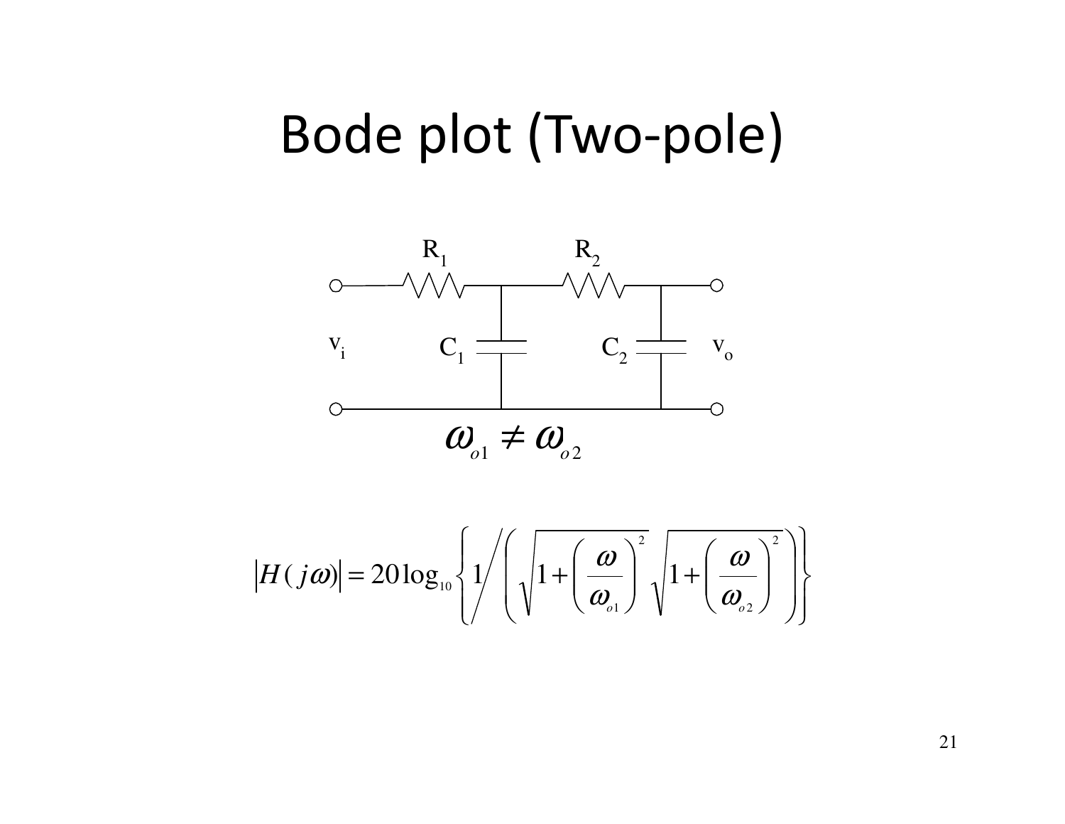# Bode plot (Two-pole)

$R_1$ $R_2$

$v_i$ $C_1$ $C_2$ $v_o$

$$\omega_{o1} \neq \omega_{o2}$$

$$\left|H(j\omega)\right| = 20\log_{10}\left\{1 \Bigg/ \left(\sqrt{1+\left(\frac{\omega}{\omega_{o1}}\right)^2}\sqrt{1+\left(\frac{\omega}{\omega_{o2}}\right)^2}\right)\right\}$$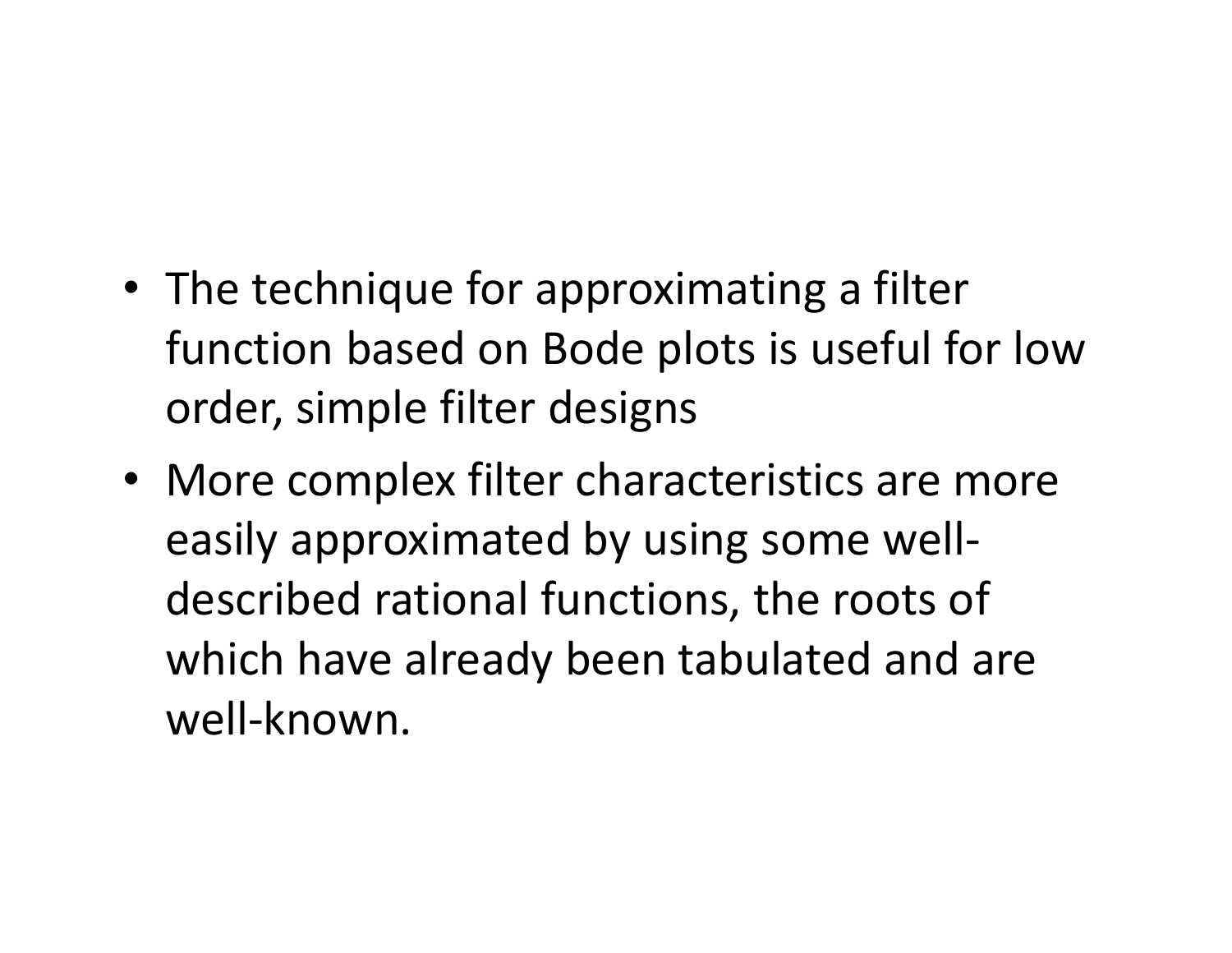- The technique for approximating a filter function based on Bode plots is useful for low order, simple filter designs
- More complex filter characteristics are more easily approximated by using some well-described rational functions, the roots of which have already been tabulated and are well-known.